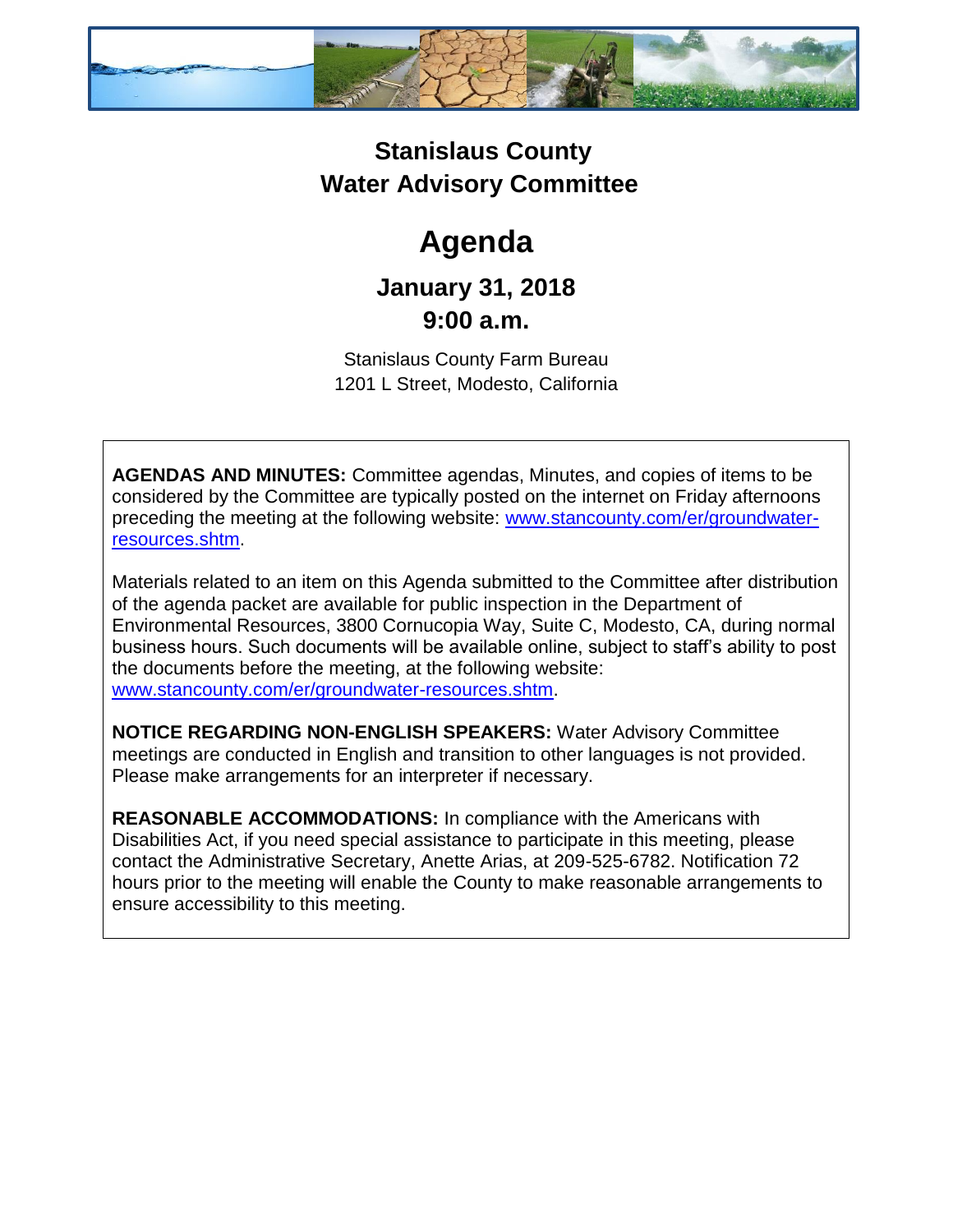# Stanislaus County
# Water Advisory Committee

# Agenda

## January 31, 2018
## 9:00 a.m.

Stanislaus County Farm Bureau
1201 L Street, Modesto, California

**AGENDAS AND MINUTES:** Committee agendas, Minutes, and copies of items to be considered by the Committee are typically posted on the internet on Friday afternoons preceding the meeting at the following website: [www.stancounty.com/er/groundwater-resources.shtm](http://www.stancounty.com/er/groundwater-resources.shtm).

Materials related to an item on this Agenda submitted to the Committee after distribution of the agenda packet are available for public inspection in the Department of Environmental Resources, 3800 Cornucopia Way, Suite C, Modesto, CA, during normal business hours. Such documents will be available online, subject to staff's ability to post the documents before the meeting, at the following website: [www.stancounty.com/er/groundwater-resources.shtm](http://www.stancounty.com/er/groundwater-resources.shtm).

**NOTICE REGARDING NON-ENGLISH SPEAKERS:** Water Advisory Committee meetings are conducted in English and transition to other languages is not provided. Please make arrangements for an interpreter if necessary.

**REASONABLE ACCOMMODATIONS:** In compliance with the Americans with Disabilities Act, if you need special assistance to participate in this meeting, please contact the Administrative Secretary, Anette Arias, at 209-525-6782. Notification 72 hours prior to the meeting will enable the County to make reasonable arrangements to ensure accessibility to this meeting.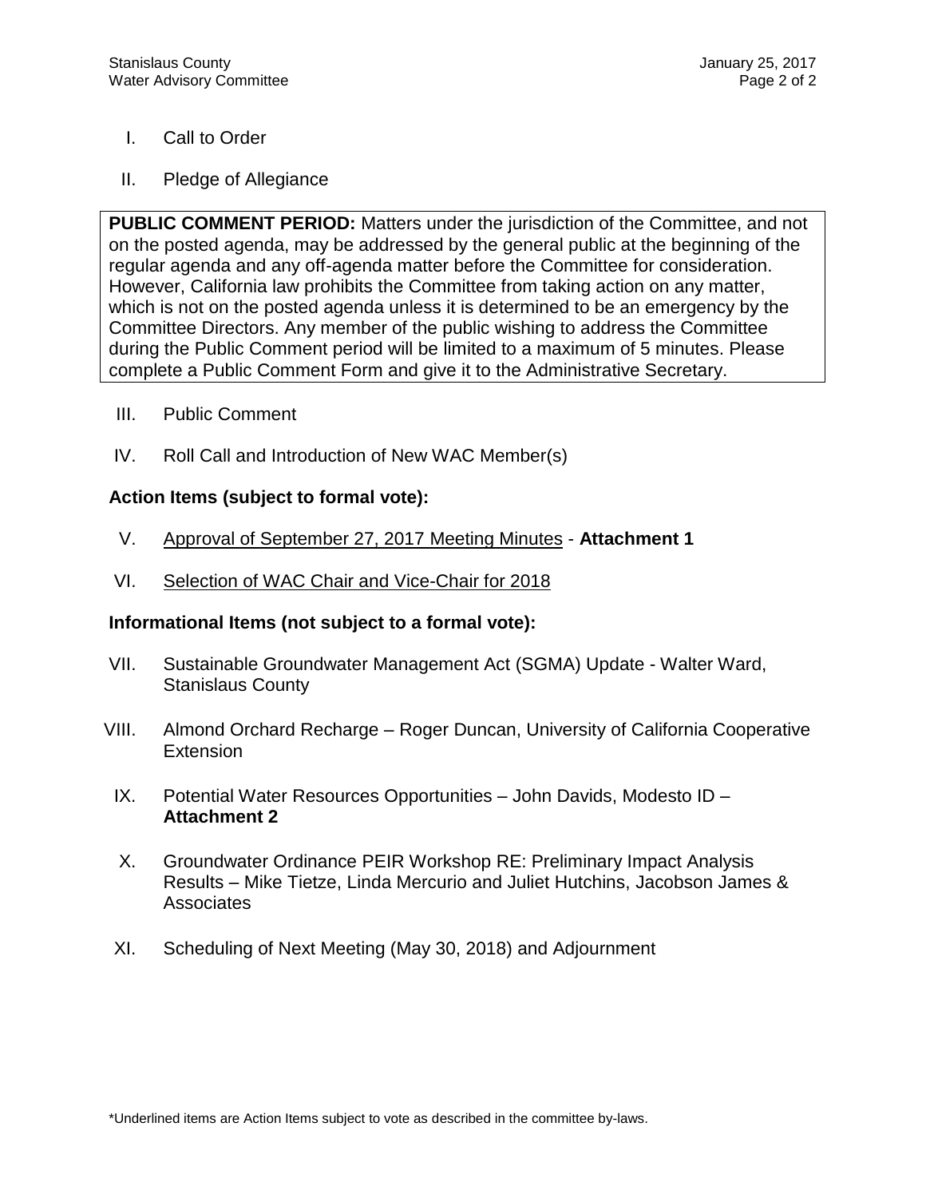I. Call to Order

II. Pledge of Allegiance

**PUBLIC COMMENT PERIOD:** Matters under the jurisdiction of the Committee, and not on the posted agenda, may be addressed by the general public at the beginning of the regular agenda and any off-agenda matter before the Committee for consideration. However, California law prohibits the Committee from taking action on any matter, which is not on the posted agenda unless it is determined to be an emergency by the Committee Directors. Any member of the public wishing to address the Committee during the Public Comment period will be limited to a maximum of 5 minutes. Please complete a Public Comment Form and give it to the Administrative Secretary.

III. Public Comment

IV. Roll Call and Introduction of New WAC Member(s)

**Action Items (subject to formal vote):**

V. <u>Approval of September 27, 2017 Meeting Minutes</u> - **Attachment 1**

VI. <u>Selection of WAC Chair and Vice-Chair for 2018</u>

**Informational Items (not subject to a formal vote):**

VII. Sustainable Groundwater Management Act (SGMA) Update - Walter Ward, Stanislaus County

VIII. Almond Orchard Recharge – Roger Duncan, University of California Cooperative Extension

IX. Potential Water Resources Opportunities – John Davids, Modesto ID – **Attachment 2**

X. Groundwater Ordinance PEIR Workshop RE: Preliminary Impact Analysis Results – Mike Tietze, Linda Mercurio and Juliet Hutchins, Jacobson James & Associates

XI. Scheduling of Next Meeting (May 30, 2018) and Adjournment

*Underlined items are Action Items subject to vote as described in the committee by-laws.